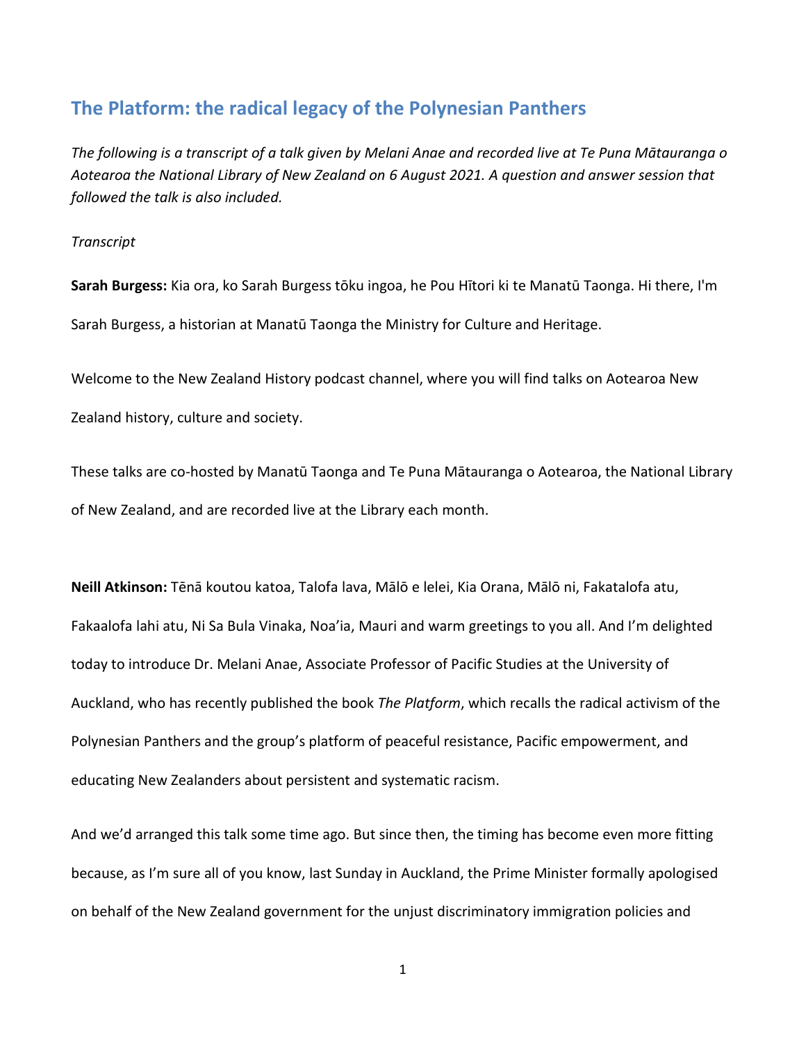## The Platform: the radical legacy of the Polynesian Panthers

*The following is a transcript of a talk given by Melani Anae and recorded live at Te Puna Mātauranga o Aotearoa the National Library of New Zealand on 6 August 2021. A question and answer session that followed the talk is also included.*

*Transcript*

**Sarah Burgess:** Kia ora, ko Sarah Burgess tōku ingoa, he Pou Hītori ki te Manatū Taonga. Hi there, I'm Sarah Burgess, a historian at Manatū Taonga the Ministry for Culture and Heritage.

Welcome to the New Zealand History podcast channel, where you will find talks on Aotearoa New Zealand history, culture and society.

These talks are co-hosted by Manatū Taonga and Te Puna Mātauranga o Aotearoa, the National Library of New Zealand, and are recorded live at the Library each month.

**Neill Atkinson:** Tēnā koutou katoa, Talofa lava, Mālō e lelei, Kia Orana, Mālō ni, Fakatalofa atu, Fakaalofa lahi atu, Ni Sa Bula Vinaka, Noa'ia, Mauri and warm greetings to you all. And I'm delighted today to introduce Dr. Melani Anae, Associate Professor of Pacific Studies at the University of Auckland, who has recently published the book *The Platform*, which recalls the radical activism of the Polynesian Panthers and the group's platform of peaceful resistance, Pacific empowerment, and educating New Zealanders about persistent and systematic racism.

And we'd arranged this talk some time ago. But since then, the timing has become even more fitting because, as I'm sure all of you know, last Sunday in Auckland, the Prime Minister formally apologised on behalf of the New Zealand government for the unjust discriminatory immigration policies and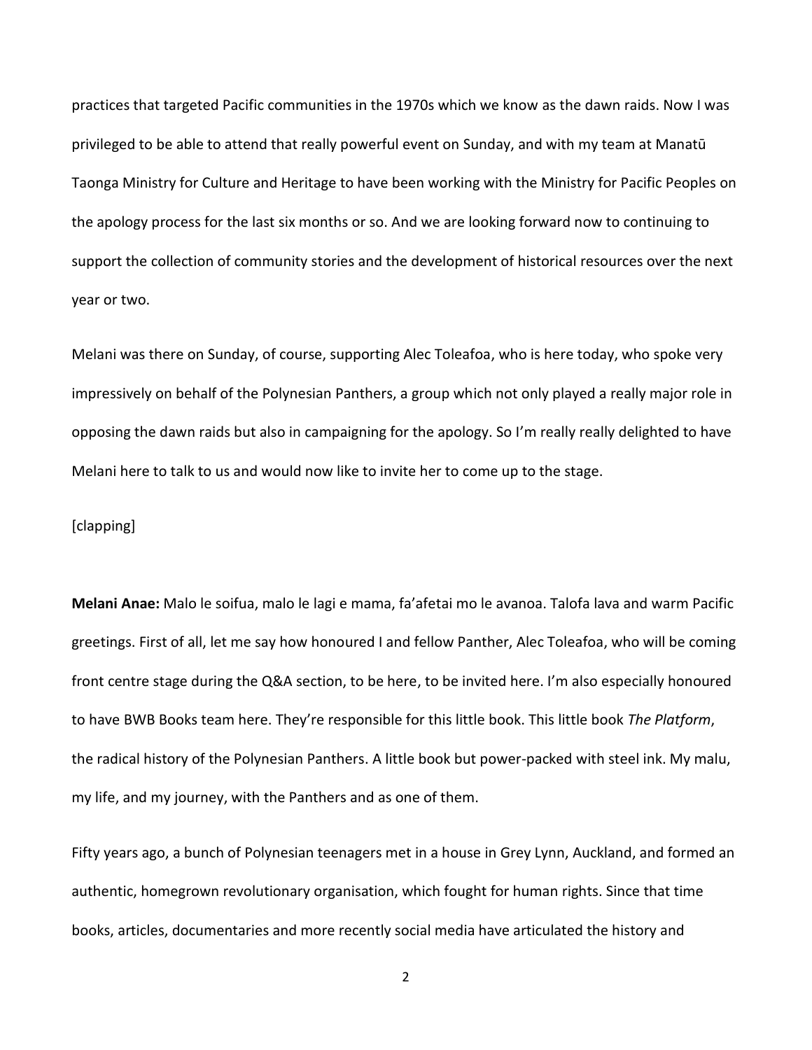practices that targeted Pacific communities in the 1970s which we know as the dawn raids. Now I was privileged to be able to attend that really powerful event on Sunday, and with my team at Manatū Taonga Ministry for Culture and Heritage to have been working with the Ministry for Pacific Peoples on the apology process for the last six months or so. And we are looking forward now to continuing to support the collection of community stories and the development of historical resources over the next year or two.

Melani was there on Sunday, of course, supporting Alec Toleafoa, who is here today, who spoke very impressively on behalf of the Polynesian Panthers, a group which not only played a really major role in opposing the dawn raids but also in campaigning for the apology. So I'm really really delighted to have Melani here to talk to us and would now like to invite her to come up to the stage.

[clapping]

**Melani Anae:** Malo le soifua, malo le lagi e mama, fa'afetai mo le avanoa. Talofa lava and warm Pacific greetings. First of all, let me say how honoured I and fellow Panther, Alec Toleafoa, who will be coming front centre stage during the Q&A section, to be here, to be invited here. I'm also especially honoured to have BWB Books team here. They're responsible for this little book. This little book *The Platform*, the radical history of the Polynesian Panthers. A little book but power-packed with steel ink. My malu, my life, and my journey, with the Panthers and as one of them.

Fifty years ago, a bunch of Polynesian teenagers met in a house in Grey Lynn, Auckland, and formed an authentic, homegrown revolutionary organisation, which fought for human rights. Since that time books, articles, documentaries and more recently social media have articulated the history and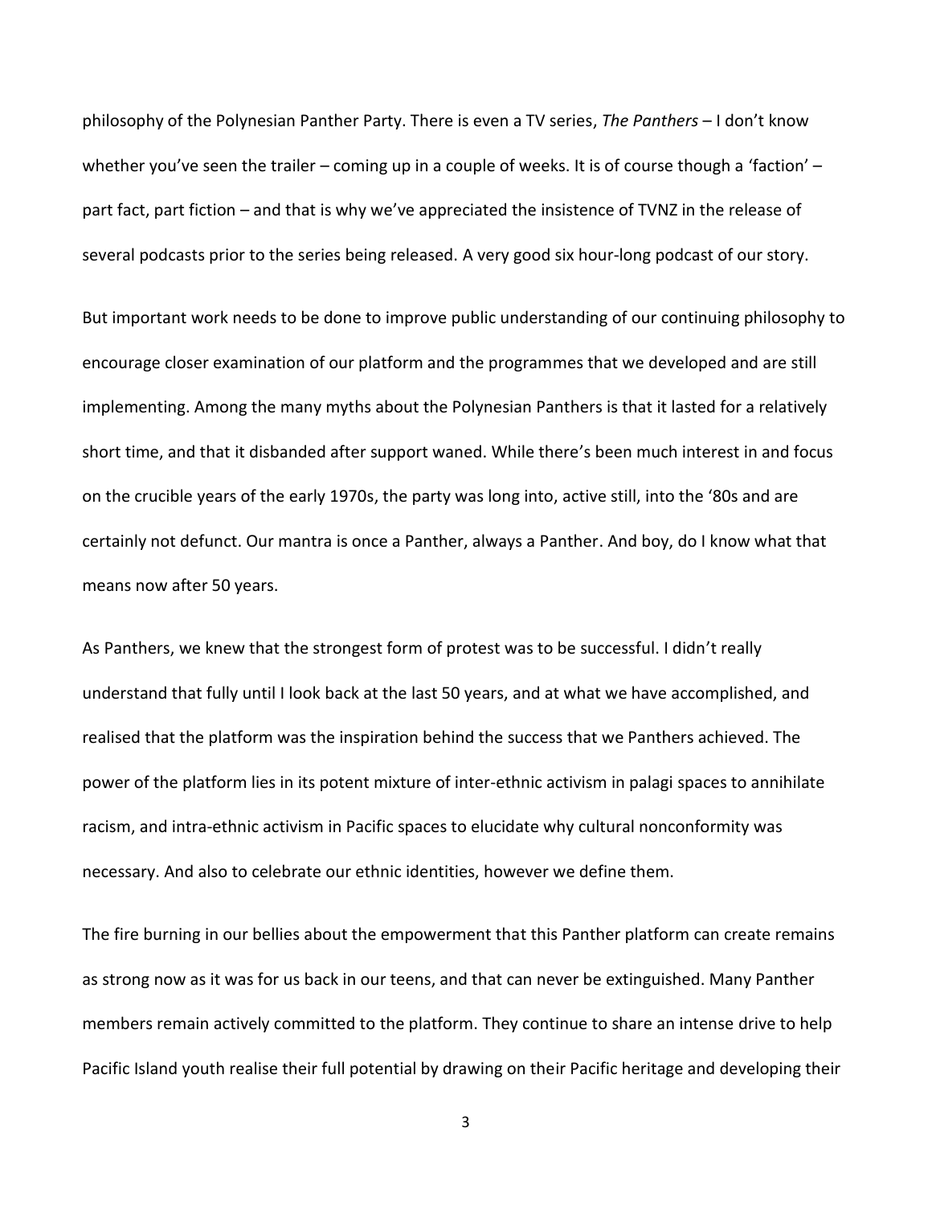philosophy of the Polynesian Panther Party. There is even a TV series, *The Panthers* – I don't know whether you've seen the trailer – coming up in a couple of weeks. It is of course though a 'faction' – part fact, part fiction – and that is why we've appreciated the insistence of TVNZ in the release of several podcasts prior to the series being released. A very good six hour-long podcast of our story.

But important work needs to be done to improve public understanding of our continuing philosophy to encourage closer examination of our platform and the programmes that we developed and are still implementing. Among the many myths about the Polynesian Panthers is that it lasted for a relatively short time, and that it disbanded after support waned. While there's been much interest in and focus on the crucible years of the early 1970s, the party was long into, active still, into the '80s and are certainly not defunct. Our mantra is once a Panther, always a Panther. And boy, do I know what that means now after 50 years.

As Panthers, we knew that the strongest form of protest was to be successful. I didn't really understand that fully until I look back at the last 50 years, and at what we have accomplished, and realised that the platform was the inspiration behind the success that we Panthers achieved. The power of the platform lies in its potent mixture of inter-ethnic activism in palagi spaces to annihilate racism, and intra-ethnic activism in Pacific spaces to elucidate why cultural nonconformity was necessary. And also to celebrate our ethnic identities, however we define them.

The fire burning in our bellies about the empowerment that this Panther platform can create remains as strong now as it was for us back in our teens, and that can never be extinguished. Many Panther members remain actively committed to the platform. They continue to share an intense drive to help Pacific Island youth realise their full potential by drawing on their Pacific heritage and developing their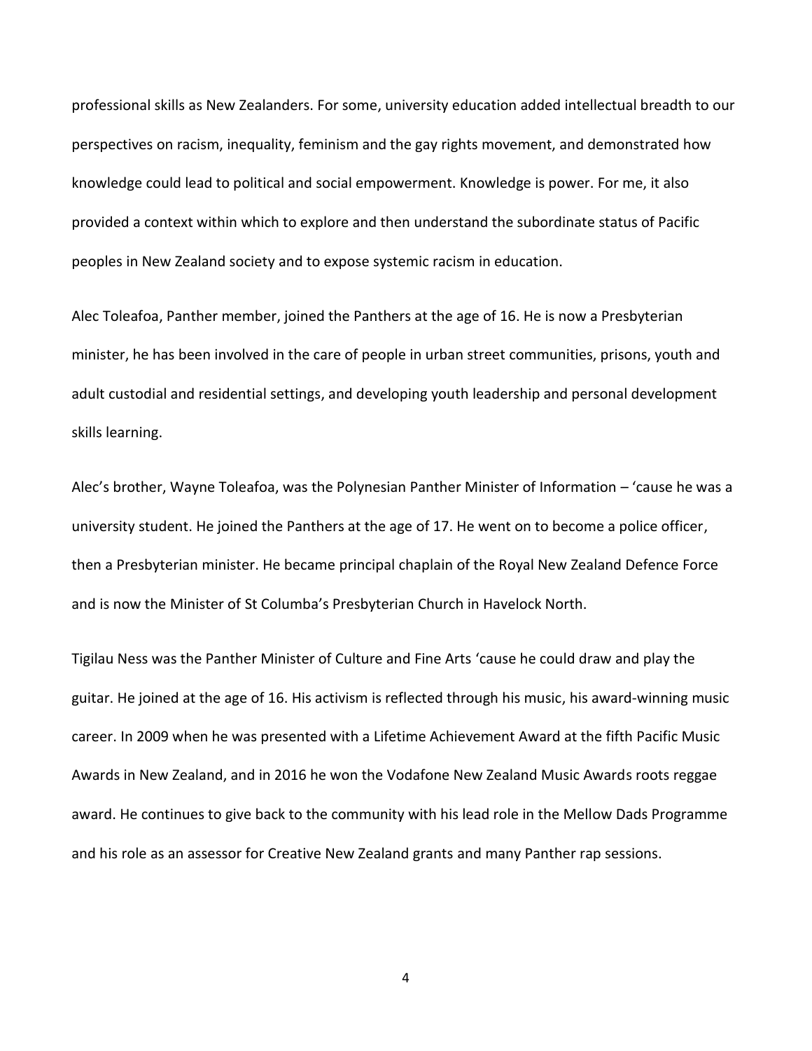professional skills as New Zealanders. For some, university education added intellectual breadth to our perspectives on racism, inequality, feminism and the gay rights movement, and demonstrated how knowledge could lead to political and social empowerment. Knowledge is power. For me, it also provided a context within which to explore and then understand the subordinate status of Pacific peoples in New Zealand society and to expose systemic racism in education.

Alec Toleafoa, Panther member, joined the Panthers at the age of 16. He is now a Presbyterian minister, he has been involved in the care of people in urban street communities, prisons, youth and adult custodial and residential settings, and developing youth leadership and personal development skills learning.

Alec's brother, Wayne Toleafoa, was the Polynesian Panther Minister of Information – 'cause he was a university student. He joined the Panthers at the age of 17. He went on to become a police officer, then a Presbyterian minister. He became principal chaplain of the Royal New Zealand Defence Force and is now the Minister of St Columba's Presbyterian Church in Havelock North.

Tigilau Ness was the Panther Minister of Culture and Fine Arts 'cause he could draw and play the guitar. He joined at the age of 16. His activism is reflected through his music, his award-winning music career. In 2009 when he was presented with a Lifetime Achievement Award at the fifth Pacific Music Awards in New Zealand, and in 2016 he won the Vodafone New Zealand Music Awards roots reggae award. He continues to give back to the community with his lead role in the Mellow Dads Programme and his role as an assessor for Creative New Zealand grants and many Panther rap sessions.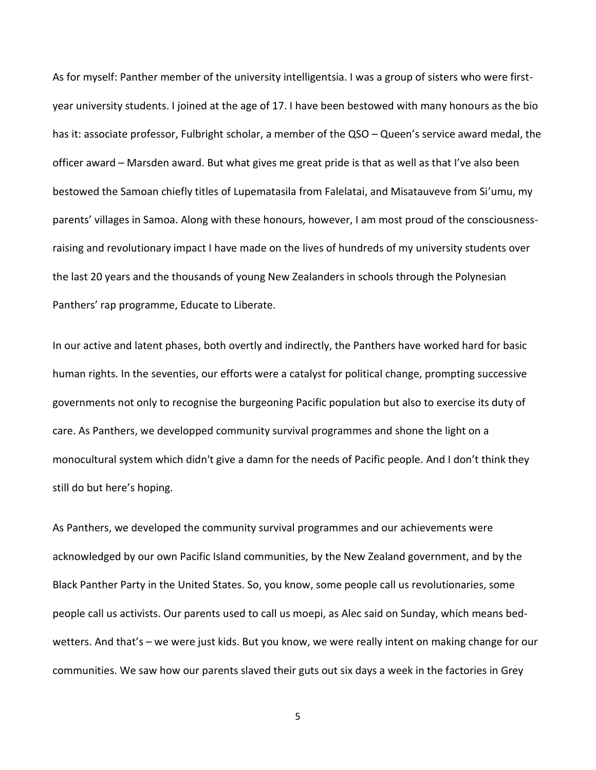As for myself: Panther member of the university intelligentsia. I was a group of sisters who were first-year university students. I joined at the age of 17. I have been bestowed with many honours as the bio has it: associate professor, Fulbright scholar, a member of the QSO – Queen's service award medal, the officer award – Marsden award. But what gives me great pride is that as well as that I've also been bestowed the Samoan chiefly titles of Lupematasila from Falelatai, and Misatauveve from Si'umu, my parents' villages in Samoa. Along with these honours, however, I am most proud of the consciousness-raising and revolutionary impact I have made on the lives of hundreds of my university students over the last 20 years and the thousands of young New Zealanders in schools through the Polynesian Panthers' rap programme, Educate to Liberate.

In our active and latent phases, both overtly and indirectly, the Panthers have worked hard for basic human rights. In the seventies, our efforts were a catalyst for political change, prompting successive governments not only to recognise the burgeoning Pacific population but also to exercise its duty of care. As Panthers, we developped community survival programmes and shone the light on a monocultural system which didn't give a damn for the needs of Pacific people. And I don't think they still do but here's hoping.

As Panthers, we developed the community survival programmes and our achievements were acknowledged by our own Pacific Island communities, by the New Zealand government, and by the Black Panther Party in the United States. So, you know, some people call us revolutionaries, some people call us activists. Our parents used to call us moepi, as Alec said on Sunday, which means bed-wetters. And that's – we were just kids. But you know, we were really intent on making change for our communities. We saw how our parents slaved their guts out six days a week in the factories in Grey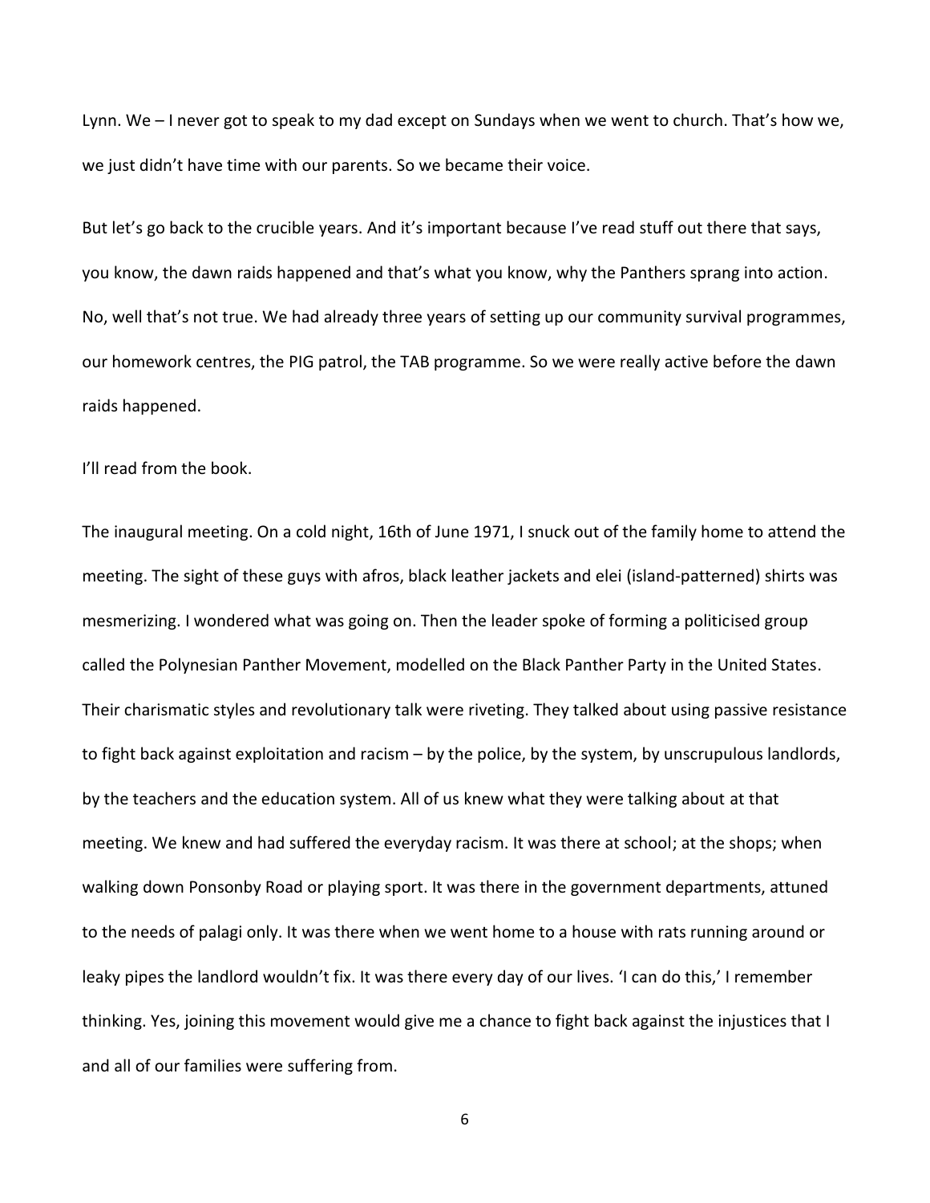Lynn. We – I never got to speak to my dad except on Sundays when we went to church. That's how we, we just didn't have time with our parents. So we became their voice.

But let's go back to the crucible years. And it's important because I've read stuff out there that says, you know, the dawn raids happened and that's what you know, why the Panthers sprang into action. No, well that's not true. We had already three years of setting up our community survival programmes, our homework centres, the PIG patrol, the TAB programme. So we were really active before the dawn raids happened.

I'll read from the book.

The inaugural meeting. On a cold night, 16th of June 1971, I snuck out of the family home to attend the meeting. The sight of these guys with afros, black leather jackets and elei (island-patterned) shirts was mesmerizing. I wondered what was going on. Then the leader spoke of forming a politicised group called the Polynesian Panther Movement, modelled on the Black Panther Party in the United States. Their charismatic styles and revolutionary talk were riveting. They talked about using passive resistance to fight back against exploitation and racism – by the police, by the system, by unscrupulous landlords, by the teachers and the education system. All of us knew what they were talking about at that meeting. We knew and had suffered the everyday racism. It was there at school; at the shops; when walking down Ponsonby Road or playing sport. It was there in the government departments, attuned to the needs of palagi only. It was there when we went home to a house with rats running around or leaky pipes the landlord wouldn't fix. It was there every day of our lives. 'I can do this,' I remember thinking. Yes, joining this movement would give me a chance to fight back against the injustices that I and all of our families were suffering from.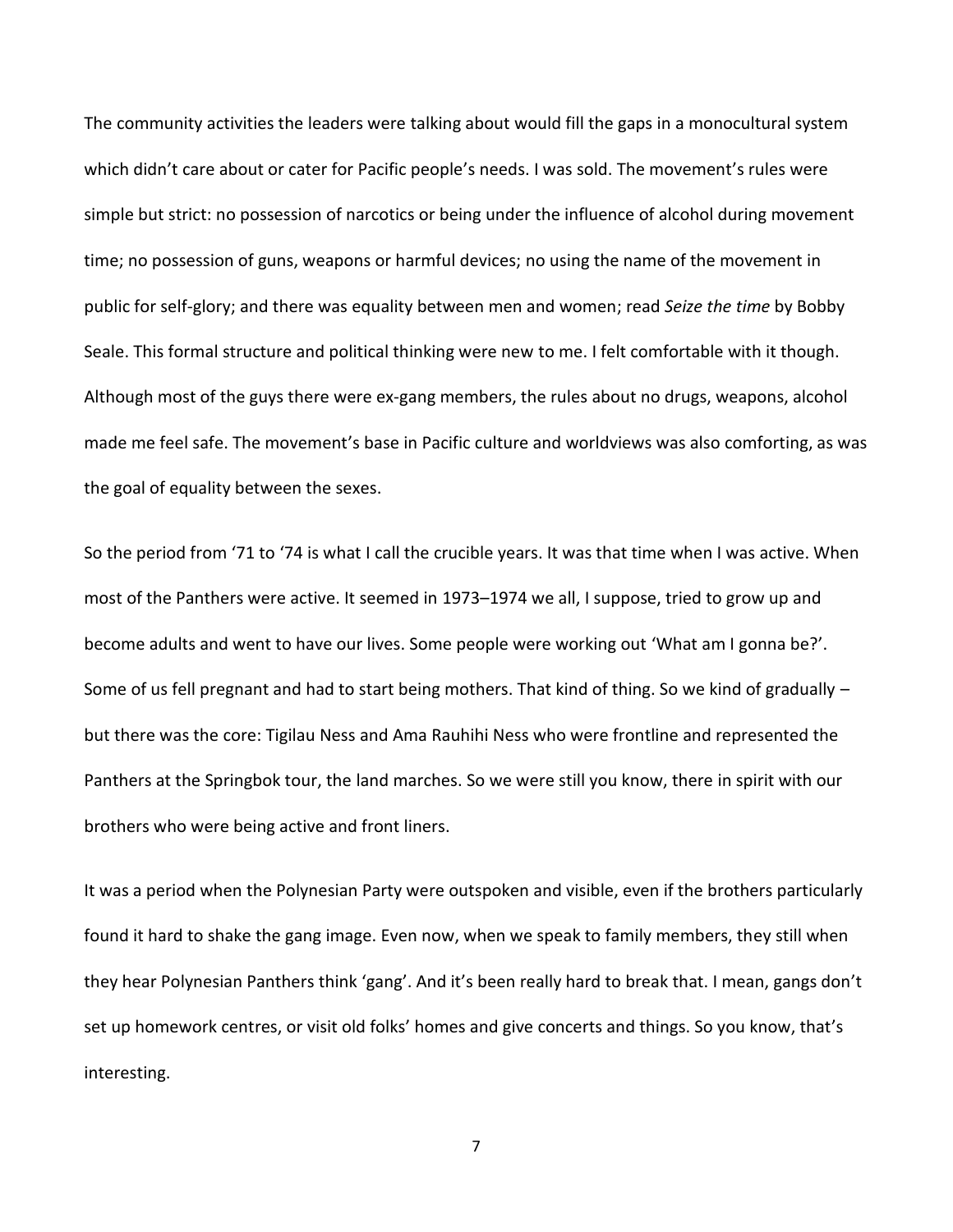The community activities the leaders were talking about would fill the gaps in a monocultural system which didn't care about or cater for Pacific people's needs. I was sold. The movement's rules were simple but strict: no possession of narcotics or being under the influence of alcohol during movement time; no possession of guns, weapons or harmful devices; no using the name of the movement in public for self-glory; and there was equality between men and women; read *Seize the time* by Bobby Seale. This formal structure and political thinking were new to me. I felt comfortable with it though. Although most of the guys there were ex-gang members, the rules about no drugs, weapons, alcohol made me feel safe. The movement's base in Pacific culture and worldviews was also comforting, as was the goal of equality between the sexes.

So the period from '71 to '74 is what I call the crucible years. It was that time when I was active. When most of the Panthers were active. It seemed in 1973–1974 we all, I suppose, tried to grow up and become adults and went to have our lives. Some people were working out 'What am I gonna be?'. Some of us fell pregnant and had to start being mothers. That kind of thing. So we kind of gradually – but there was the core: Tigilau Ness and Ama Rauhihi Ness who were frontline and represented the Panthers at the Springbok tour, the land marches. So we were still you know, there in spirit with our brothers who were being active and front liners.

It was a period when the Polynesian Party were outspoken and visible, even if the brothers particularly found it hard to shake the gang image. Even now, when we speak to family members, they still when they hear Polynesian Panthers think 'gang'. And it's been really hard to break that. I mean, gangs don't set up homework centres, or visit old folks' homes and give concerts and things. So you know, that's interesting.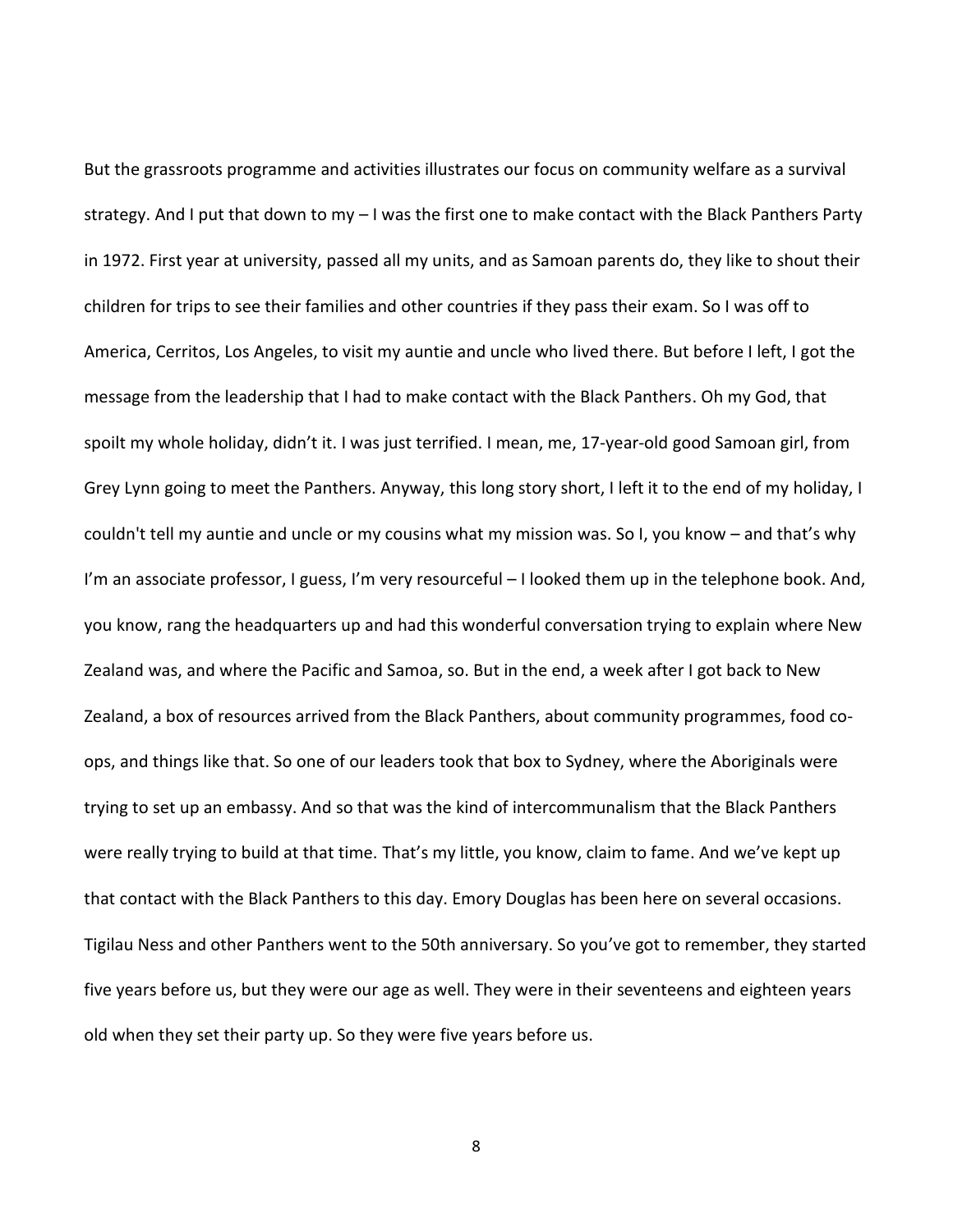But the grassroots programme and activities illustrates our focus on community welfare as a survival strategy. And I put that down to my – I was the first one to make contact with the Black Panthers Party in 1972. First year at university, passed all my units, and as Samoan parents do, they like to shout their children for trips to see their families and other countries if they pass their exam. So I was off to America, Cerritos, Los Angeles, to visit my auntie and uncle who lived there. But before I left, I got the message from the leadership that I had to make contact with the Black Panthers. Oh my God, that spoilt my whole holiday, didn't it. I was just terrified. I mean, me, 17-year-old good Samoan girl, from Grey Lynn going to meet the Panthers. Anyway, this long story short, I left it to the end of my holiday, I couldn't tell my auntie and uncle or my cousins what my mission was. So I, you know – and that's why I'm an associate professor, I guess, I'm very resourceful – I looked them up in the telephone book. And, you know, rang the headquarters up and had this wonderful conversation trying to explain where New Zealand was, and where the Pacific and Samoa, so. But in the end, a week after I got back to New Zealand, a box of resources arrived from the Black Panthers, about community programmes, food co-ops, and things like that. So one of our leaders took that box to Sydney, where the Aboriginals were trying to set up an embassy. And so that was the kind of intercommunalism that the Black Panthers were really trying to build at that time. That's my little, you know, claim to fame. And we've kept up that contact with the Black Panthers to this day. Emory Douglas has been here on several occasions. Tigilau Ness and other Panthers went to the 50th anniversary. So you've got to remember, they started five years before us, but they were our age as well. They were in their seventeens and eighteen years old when they set their party up. So they were five years before us.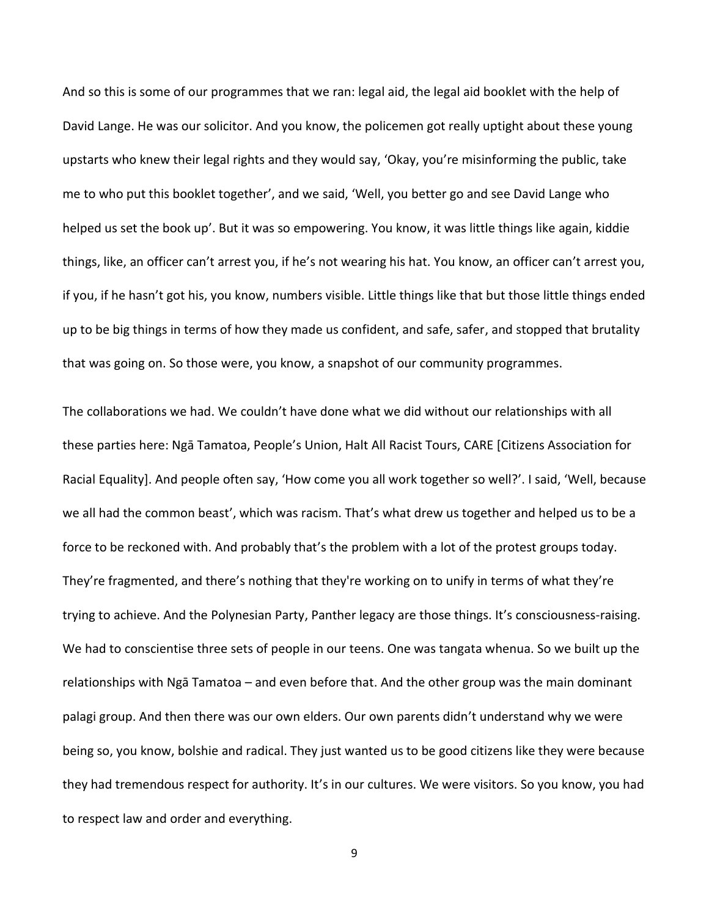And so this is some of our programmes that we ran: legal aid, the legal aid booklet with the help of David Lange. He was our solicitor. And you know, the policemen got really uptight about these young upstarts who knew their legal rights and they would say, 'Okay, you're misinforming the public, take me to who put this booklet together', and we said, 'Well, you better go and see David Lange who helped us set the book up'. But it was so empowering. You know, it was little things like again, kiddie things, like, an officer can't arrest you, if he's not wearing his hat. You know, an officer can't arrest you, if you, if he hasn't got his, you know, numbers visible. Little things like that but those little things ended up to be big things in terms of how they made us confident, and safe, safer, and stopped that brutality that was going on. So those were, you know, a snapshot of our community programmes.

The collaborations we had. We couldn't have done what we did without our relationships with all these parties here: Ngā Tamatoa, People's Union, Halt All Racist Tours, CARE [Citizens Association for Racial Equality]. And people often say, 'How come you all work together so well?'. I said, 'Well, because we all had the common beast', which was racism. That's what drew us together and helped us to be a force to be reckoned with. And probably that's the problem with a lot of the protest groups today. They're fragmented, and there's nothing that they're working on to unify in terms of what they're trying to achieve. And the Polynesian Party, Panther legacy are those things. It's consciousness-raising. We had to conscientise three sets of people in our teens. One was tangata whenua. So we built up the relationships with Ngā Tamatoa – and even before that. And the other group was the main dominant palagi group. And then there was our own elders. Our own parents didn't understand why we were being so, you know, bolshie and radical. They just wanted us to be good citizens like they were because they had tremendous respect for authority. It's in our cultures. We were visitors. So you know, you had to respect law and order and everything.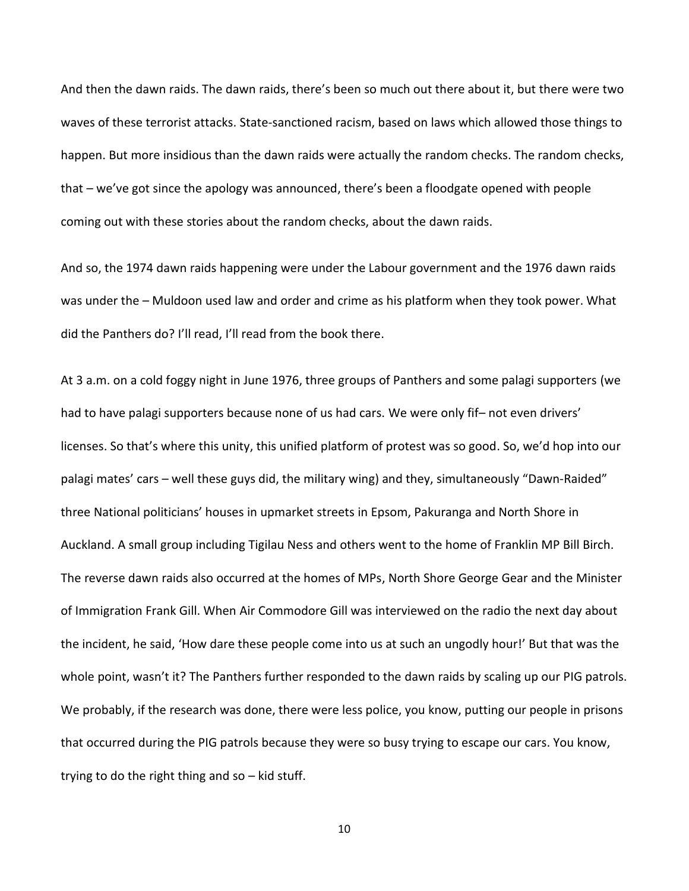And then the dawn raids. The dawn raids, there's been so much out there about it, but there were two waves of these terrorist attacks. State-sanctioned racism, based on laws which allowed those things to happen. But more insidious than the dawn raids were actually the random checks. The random checks, that – we've got since the apology was announced, there's been a floodgate opened with people coming out with these stories about the random checks, about the dawn raids.

And so, the 1974 dawn raids happening were under the Labour government and the 1976 dawn raids was under the – Muldoon used law and order and crime as his platform when they took power. What did the Panthers do? I'll read, I'll read from the book there.

At 3 a.m. on a cold foggy night in June 1976, three groups of Panthers and some palagi supporters (we had to have palagi supporters because none of us had cars. We were only fif– not even drivers' licenses. So that's where this unity, this unified platform of protest was so good. So, we'd hop into our palagi mates' cars – well these guys did, the military wing) and they, simultaneously "Dawn-Raided" three National politicians' houses in upmarket streets in Epsom, Pakuranga and North Shore in Auckland. A small group including Tigilau Ness and others went to the home of Franklin MP Bill Birch. The reverse dawn raids also occurred at the homes of MPs, North Shore George Gear and the Minister of Immigration Frank Gill. When Air Commodore Gill was interviewed on the radio the next day about the incident, he said, 'How dare these people come into us at such an ungodly hour!' But that was the whole point, wasn't it? The Panthers further responded to the dawn raids by scaling up our PIG patrols. We probably, if the research was done, there were less police, you know, putting our people in prisons that occurred during the PIG patrols because they were so busy trying to escape our cars. You know, trying to do the right thing and so – kid stuff.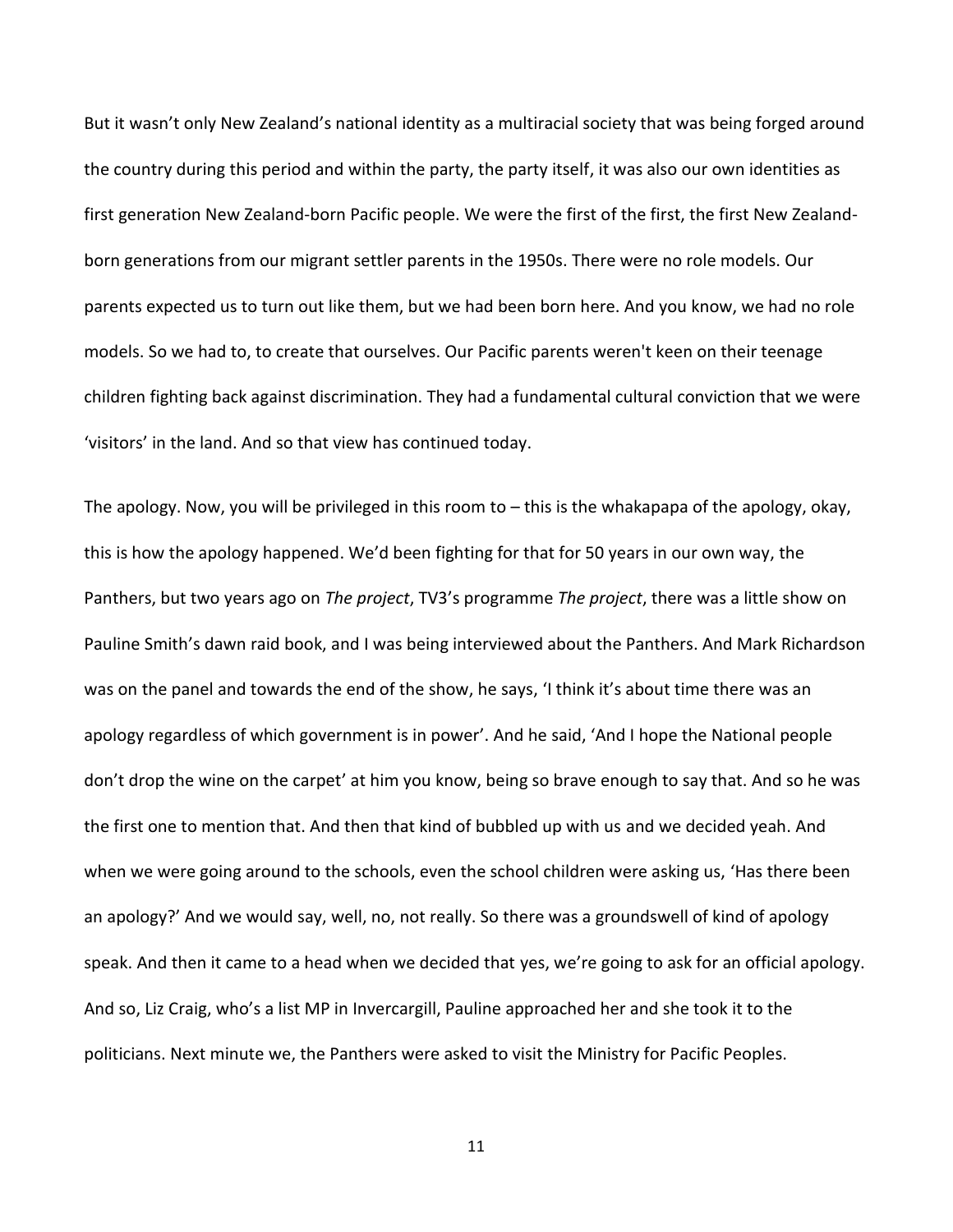But it wasn't only New Zealand's national identity as a multiracial society that was being forged around the country during this period and within the party, the party itself, it was also our own identities as first generation New Zealand-born Pacific people. We were the first of the first, the first New Zealand-born generations from our migrant settler parents in the 1950s. There were no role models. Our parents expected us to turn out like them, but we had been born here. And you know, we had no role models. So we had to, to create that ourselves. Our Pacific parents weren't keen on their teenage children fighting back against discrimination. They had a fundamental cultural conviction that we were 'visitors' in the land. And so that view has continued today.

The apology. Now, you will be privileged in this room to – this is the whakapapa of the apology, okay, this is how the apology happened. We'd been fighting for that for 50 years in our own way, the Panthers, but two years ago on *The project*, TV3's programme *The project*, there was a little show on Pauline Smith's dawn raid book, and I was being interviewed about the Panthers. And Mark Richardson was on the panel and towards the end of the show, he says, 'I think it's about time there was an apology regardless of which government is in power'. And he said, 'And I hope the National people don't drop the wine on the carpet' at him you know, being so brave enough to say that. And so he was the first one to mention that. And then that kind of bubbled up with us and we decided yeah. And when we were going around to the schools, even the school children were asking us, 'Has there been an apology?' And we would say, well, no, not really. So there was a groundswell of kind of apology speak. And then it came to a head when we decided that yes, we're going to ask for an official apology. And so, Liz Craig, who's a list MP in Invercargill, Pauline approached her and she took it to the politicians. Next minute we, the Panthers were asked to visit the Ministry for Pacific Peoples.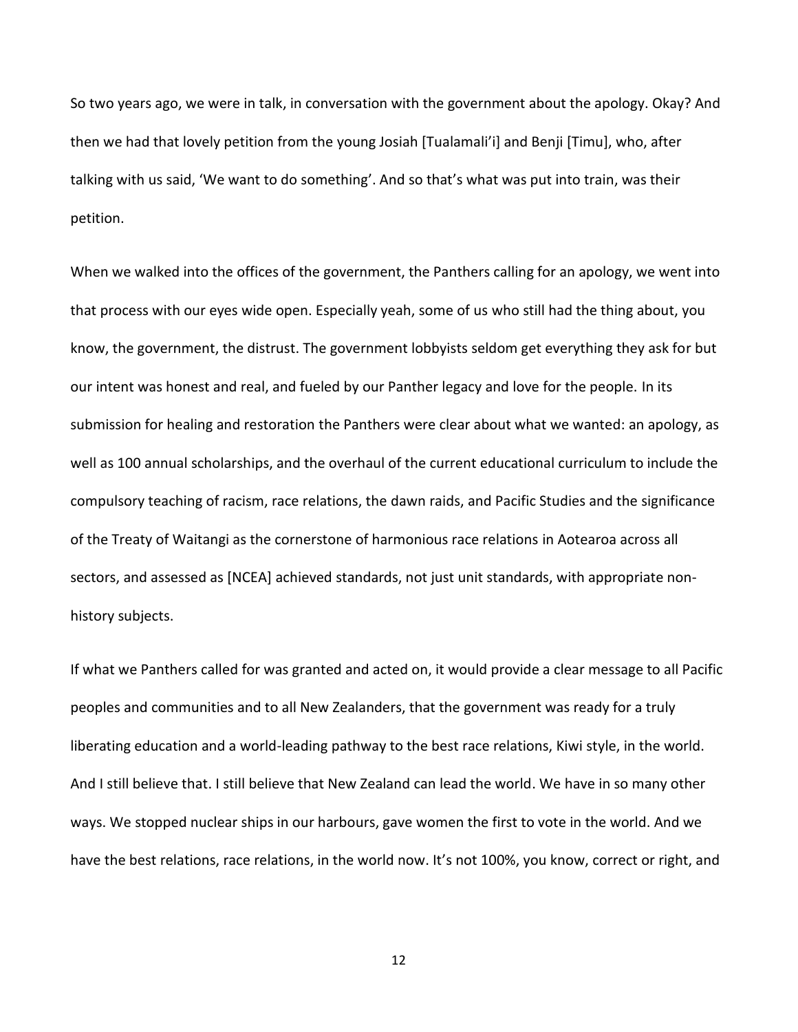So two years ago, we were in talk, in conversation with the government about the apology. Okay? And then we had that lovely petition from the young Josiah [Tualamali'i] and Benji [Timu], who, after talking with us said, 'We want to do something'. And so that's what was put into train, was their petition.

When we walked into the offices of the government, the Panthers calling for an apology, we went into that process with our eyes wide open. Especially yeah, some of us who still had the thing about, you know, the government, the distrust. The government lobbyists seldom get everything they ask for but our intent was honest and real, and fueled by our Panther legacy and love for the people. In its submission for healing and restoration the Panthers were clear about what we wanted: an apology, as well as 100 annual scholarships, and the overhaul of the current educational curriculum to include the compulsory teaching of racism, race relations, the dawn raids, and Pacific Studies and the significance of the Treaty of Waitangi as the cornerstone of harmonious race relations in Aotearoa across all sectors, and assessed as [NCEA] achieved standards, not just unit standards, with appropriate non-history subjects.

If what we Panthers called for was granted and acted on, it would provide a clear message to all Pacific peoples and communities and to all New Zealanders, that the government was ready for a truly liberating education and a world-leading pathway to the best race relations, Kiwi style, in the world. And I still believe that. I still believe that New Zealand can lead the world. We have in so many other ways. We stopped nuclear ships in our harbours, gave women the first to vote in the world. And we have the best relations, race relations, in the world now. It's not 100%, you know, correct or right, and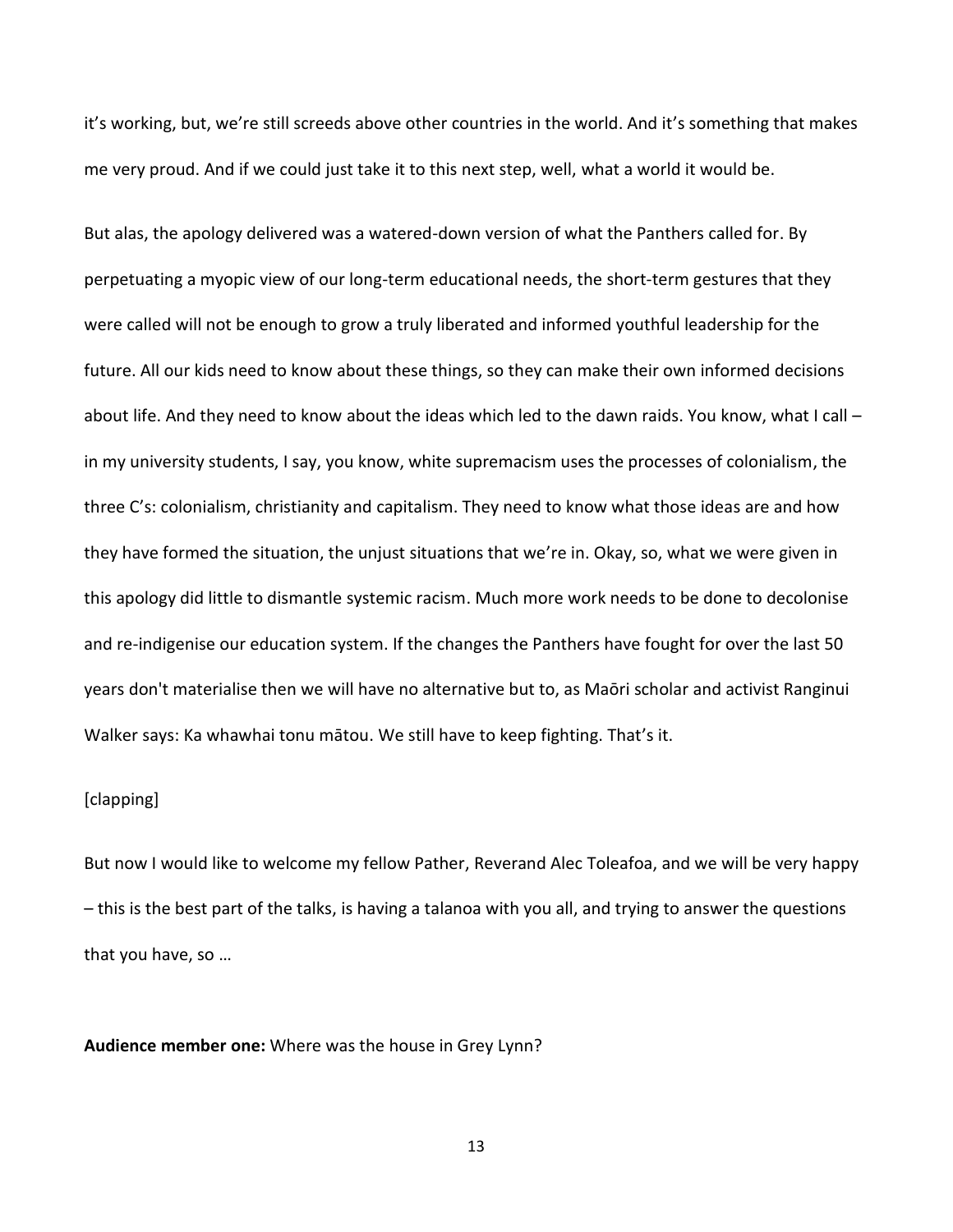it's working, but, we're still screeds above other countries in the world. And it's something that makes me very proud. And if we could just take it to this next step, well, what a world it would be.

But alas, the apology delivered was a watered-down version of what the Panthers called for. By perpetuating a myopic view of our long-term educational needs, the short-term gestures that they were called will not be enough to grow a truly liberated and informed youthful leadership for the future. All our kids need to know about these things, so they can make their own informed decisions about life. And they need to know about the ideas which led to the dawn raids. You know, what I call – in my university students, I say, you know, white supremacism uses the processes of colonialism, the three C's: colonialism, christianity and capitalism. They need to know what those ideas are and how they have formed the situation, the unjust situations that we're in. Okay, so, what we were given in this apology did little to dismantle systemic racism. Much more work needs to be done to decolonise and re-indigenise our education system. If the changes the Panthers have fought for over the last 50 years don't materialise then we will have no alternative but to, as Māori scholar and activist Ranginui Walker says: Ka whawhai tonu mātou. We still have to keep fighting. That's it.

[clapping]

But now I would like to welcome my fellow Pather, Reverand Alec Toleafoa, and we will be very happy – this is the best part of the talks, is having a talanoa with you all, and trying to answer the questions that you have, so …

**Audience member one:** Where was the house in Grey Lynn?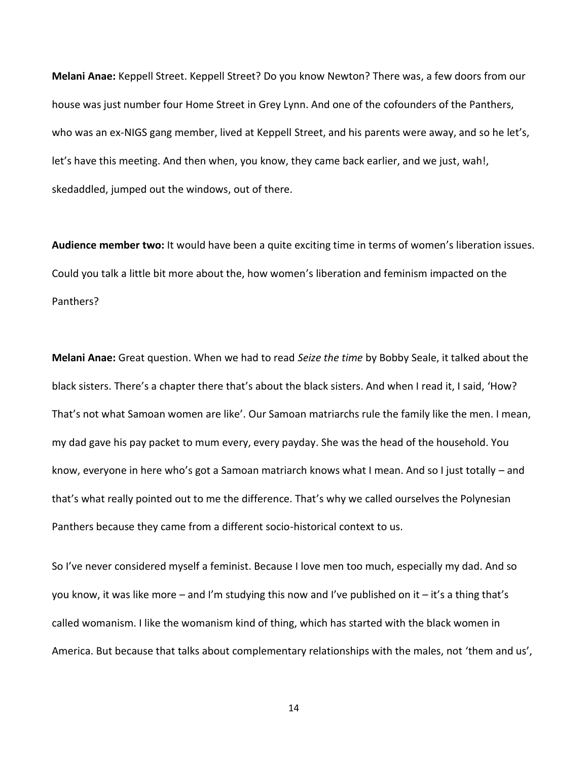**Melani Anae:** Keppell Street. Keppell Street? Do you know Newton? There was, a few doors from our house was just number four Home Street in Grey Lynn. And one of the cofounders of the Panthers, who was an ex-NIGS gang member, lived at Keppell Street, and his parents were away, and so he let's, let's have this meeting. And then when, you know, they came back earlier, and we just, wah!, skedaddled, jumped out the windows, out of there.

**Audience member two:** It would have been a quite exciting time in terms of women's liberation issues. Could you talk a little bit more about the, how women's liberation and feminism impacted on the Panthers?

**Melani Anae:** Great question. When we had to read *Seize the time* by Bobby Seale, it talked about the black sisters. There's a chapter there that's about the black sisters. And when I read it, I said, 'How? That's not what Samoan women are like'. Our Samoan matriarchs rule the family like the men. I mean, my dad gave his pay packet to mum every, every payday. She was the head of the household. You know, everyone in here who's got a Samoan matriarch knows what I mean. And so I just totally – and that's what really pointed out to me the difference. That's why we called ourselves the Polynesian Panthers because they came from a different socio-historical context to us.

So I've never considered myself a feminist. Because I love men too much, especially my dad. And so you know, it was like more – and I'm studying this now and I've published on it – it's a thing that's called womanism. I like the womanism kind of thing, which has started with the black women in America. But because that talks about complementary relationships with the males, not 'them and us',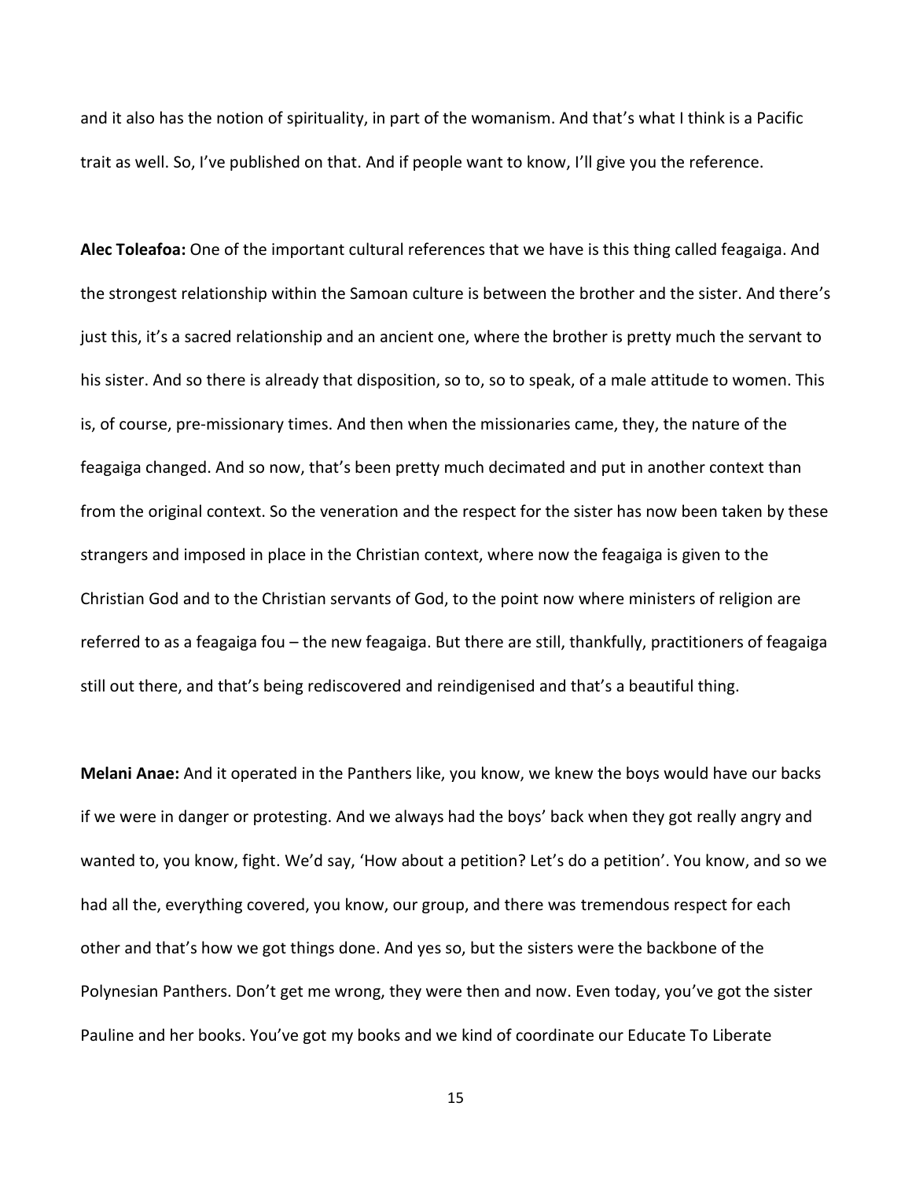and it also has the notion of spirituality, in part of the womanism. And that's what I think is a Pacific trait as well. So, I've published on that. And if people want to know, I'll give you the reference.

**Alec Toleafoa:** One of the important cultural references that we have is this thing called feagaiga. And the strongest relationship within the Samoan culture is between the brother and the sister. And there's just this, it's a sacred relationship and an ancient one, where the brother is pretty much the servant to his sister. And so there is already that disposition, so to, so to speak, of a male attitude to women. This is, of course, pre-missionary times. And then when the missionaries came, they, the nature of the feagaiga changed. And so now, that's been pretty much decimated and put in another context than from the original context. So the veneration and the respect for the sister has now been taken by these strangers and imposed in place in the Christian context, where now the feagaiga is given to the Christian God and to the Christian servants of God, to the point now where ministers of religion are referred to as a feagaiga fou – the new feagaiga. But there are still, thankfully, practitioners of feagaiga still out there, and that's being rediscovered and reindigenised and that's a beautiful thing.

**Melani Anae:** And it operated in the Panthers like, you know, we knew the boys would have our backs if we were in danger or protesting. And we always had the boys' back when they got really angry and wanted to, you know, fight. We'd say, 'How about a petition? Let's do a petition'. You know, and so we had all the, everything covered, you know, our group, and there was tremendous respect for each other and that's how we got things done. And yes so, but the sisters were the backbone of the Polynesian Panthers. Don't get me wrong, they were then and now. Even today, you've got the sister Pauline and her books. You've got my books and we kind of coordinate our Educate To Liberate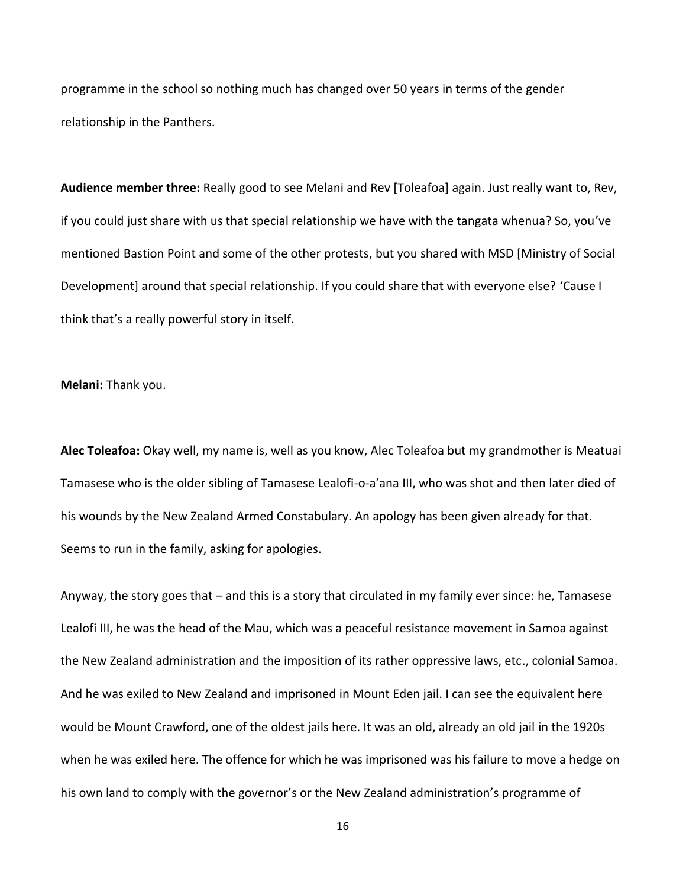programme in the school so nothing much has changed over 50 years in terms of the gender relationship in the Panthers.

**Audience member three:** Really good to see Melani and Rev [Toleafoa] again. Just really want to, Rev, if you could just share with us that special relationship we have with the tangata whenua? So, you've mentioned Bastion Point and some of the other protests, but you shared with MSD [Ministry of Social Development] around that special relationship. If you could share that with everyone else? 'Cause I think that's a really powerful story in itself.

**Melani:** Thank you.

**Alec Toleafoa:** Okay well, my name is, well as you know, Alec Toleafoa but my grandmother is Meatuai Tamasese who is the older sibling of Tamasese Lealofi-o-a'ana III, who was shot and then later died of his wounds by the New Zealand Armed Constabulary. An apology has been given already for that. Seems to run in the family, asking for apologies.

Anyway, the story goes that – and this is a story that circulated in my family ever since: he, Tamasese Lealofi III, he was the head of the Mau, which was a peaceful resistance movement in Samoa against the New Zealand administration and the imposition of its rather oppressive laws, etc., colonial Samoa. And he was exiled to New Zealand and imprisoned in Mount Eden jail. I can see the equivalent here would be Mount Crawford, one of the oldest jails here. It was an old, already an old jail in the 1920s when he was exiled here. The offence for which he was imprisoned was his failure to move a hedge on his own land to comply with the governor's or the New Zealand administration's programme of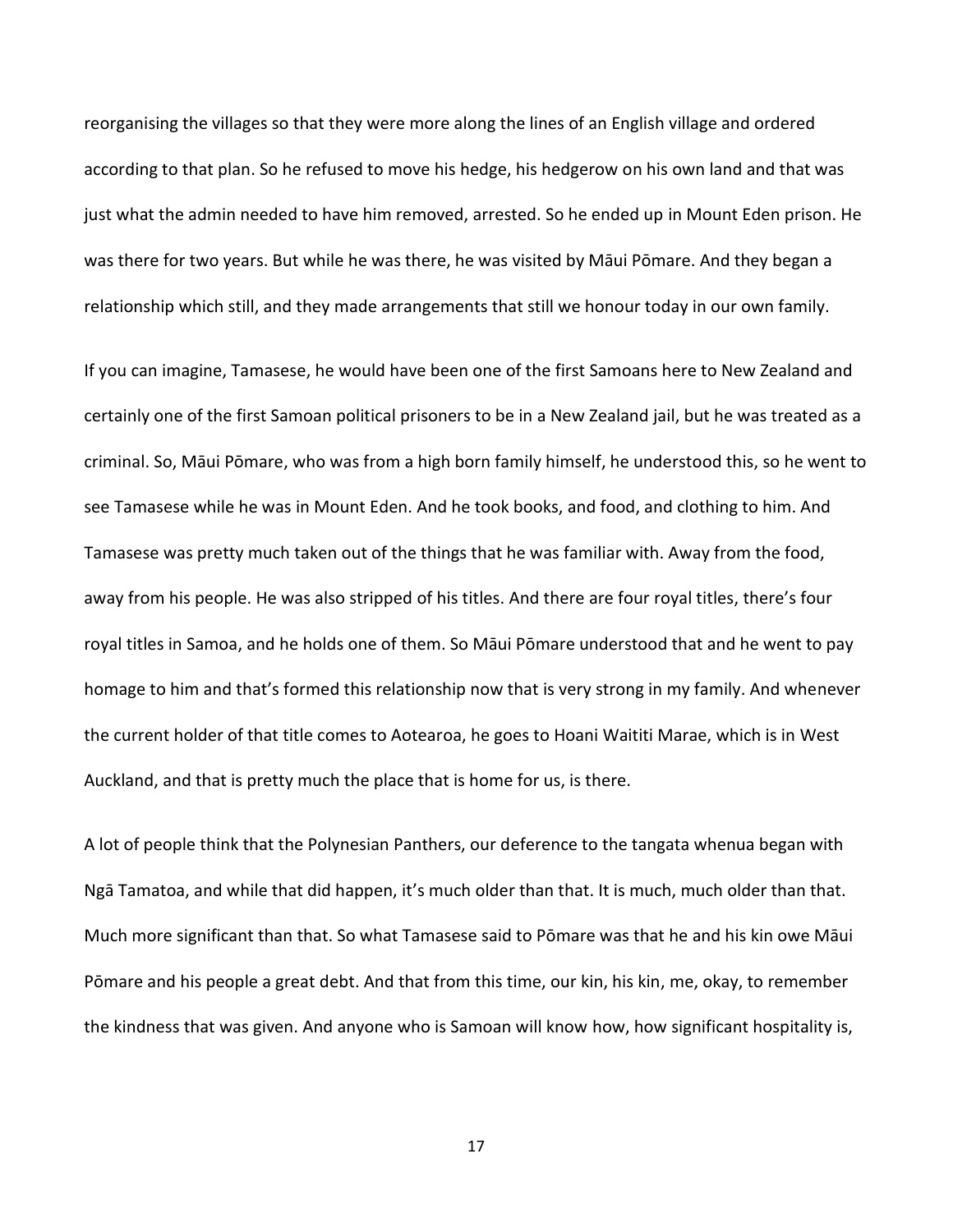reorganising the villages so that they were more along the lines of an English village and ordered according to that plan. So he refused to move his hedge, his hedgerow on his own land and that was just what the admin needed to have him removed, arrested. So he ended up in Mount Eden prison. He was there for two years. But while he was there, he was visited by Māui Pōmare. And they began a relationship which still, and they made arrangements that still we honour today in our own family.

If you can imagine, Tamasese, he would have been one of the first Samoans here to New Zealand and certainly one of the first Samoan political prisoners to be in a New Zealand jail, but he was treated as a criminal. So, Māui Pōmare, who was from a high born family himself, he understood this, so he went to see Tamasese while he was in Mount Eden. And he took books, and food, and clothing to him. And Tamasese was pretty much taken out of the things that he was familiar with. Away from the food, away from his people. He was also stripped of his titles. And there are four royal titles, there's four royal titles in Samoa, and he holds one of them. So Māui Pōmare understood that and he went to pay homage to him and that's formed this relationship now that is very strong in my family. And whenever the current holder of that title comes to Aotearoa, he goes to Hoani Waititi Marae, which is in West Auckland, and that is pretty much the place that is home for us, is there.

A lot of people think that the Polynesian Panthers, our deference to the tangata whenua began with Ngā Tamatoa, and while that did happen, it's much older than that. It is much, much older than that. Much more significant than that. So what Tamasese said to Pōmare was that he and his kin owe Māui Pōmare and his people a great debt. And that from this time, our kin, his kin, me, okay, to remember the kindness that was given. And anyone who is Samoan will know how, how significant hospitality is,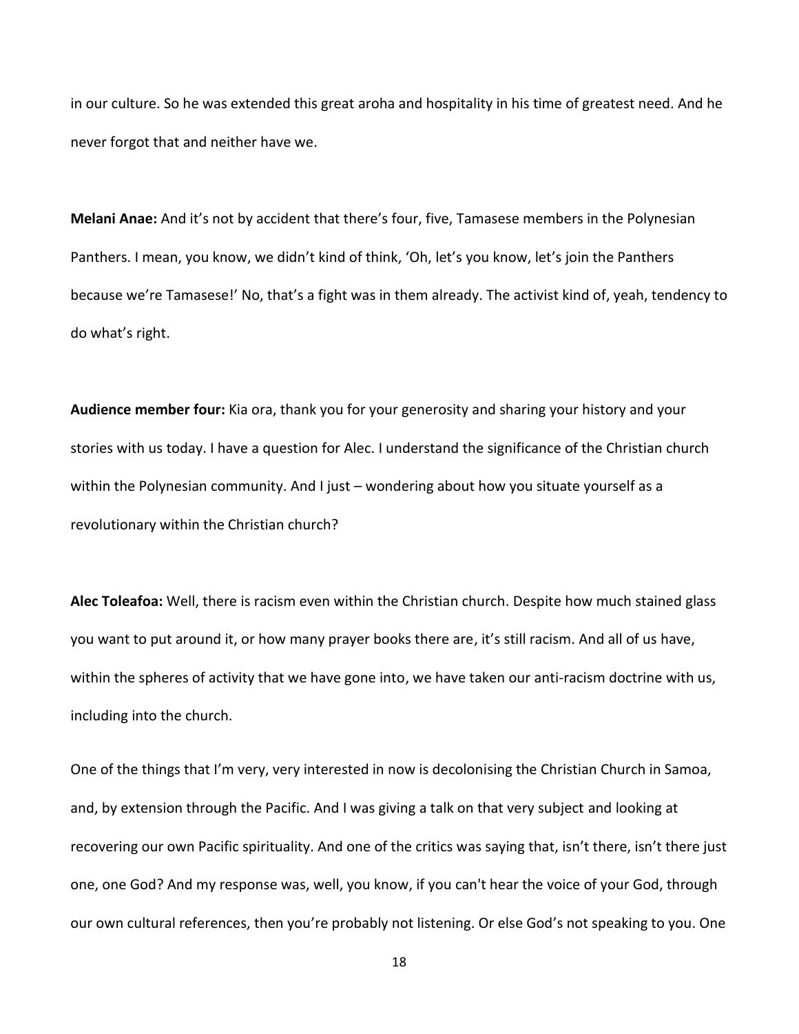in our culture. So he was extended this great aroha and hospitality in his time of greatest need. And he never forgot that and neither have we.

**Melani Anae:** And it's not by accident that there's four, five, Tamasese members in the Polynesian Panthers. I mean, you know, we didn't kind of think, 'Oh, let's you know, let's join the Panthers because we're Tamasese!' No, that's a fight was in them already. The activist kind of, yeah, tendency to do what's right.

**Audience member four:** Kia ora, thank you for your generosity and sharing your history and your stories with us today. I have a question for Alec. I understand the significance of the Christian church within the Polynesian community. And I just – wondering about how you situate yourself as a revolutionary within the Christian church?

**Alec Toleafoa:** Well, there is racism even within the Christian church. Despite how much stained glass you want to put around it, or how many prayer books there are, it's still racism. And all of us have, within the spheres of activity that we have gone into, we have taken our anti-racism doctrine with us, including into the church.

One of the things that I'm very, very interested in now is decolonising the Christian Church in Samoa, and, by extension through the Pacific. And I was giving a talk on that very subject and looking at recovering our own Pacific spirituality. And one of the critics was saying that, isn't there, isn't there just one, one God? And my response was, well, you know, if you can't hear the voice of your God, through our own cultural references, then you're probably not listening. Or else God's not speaking to you. One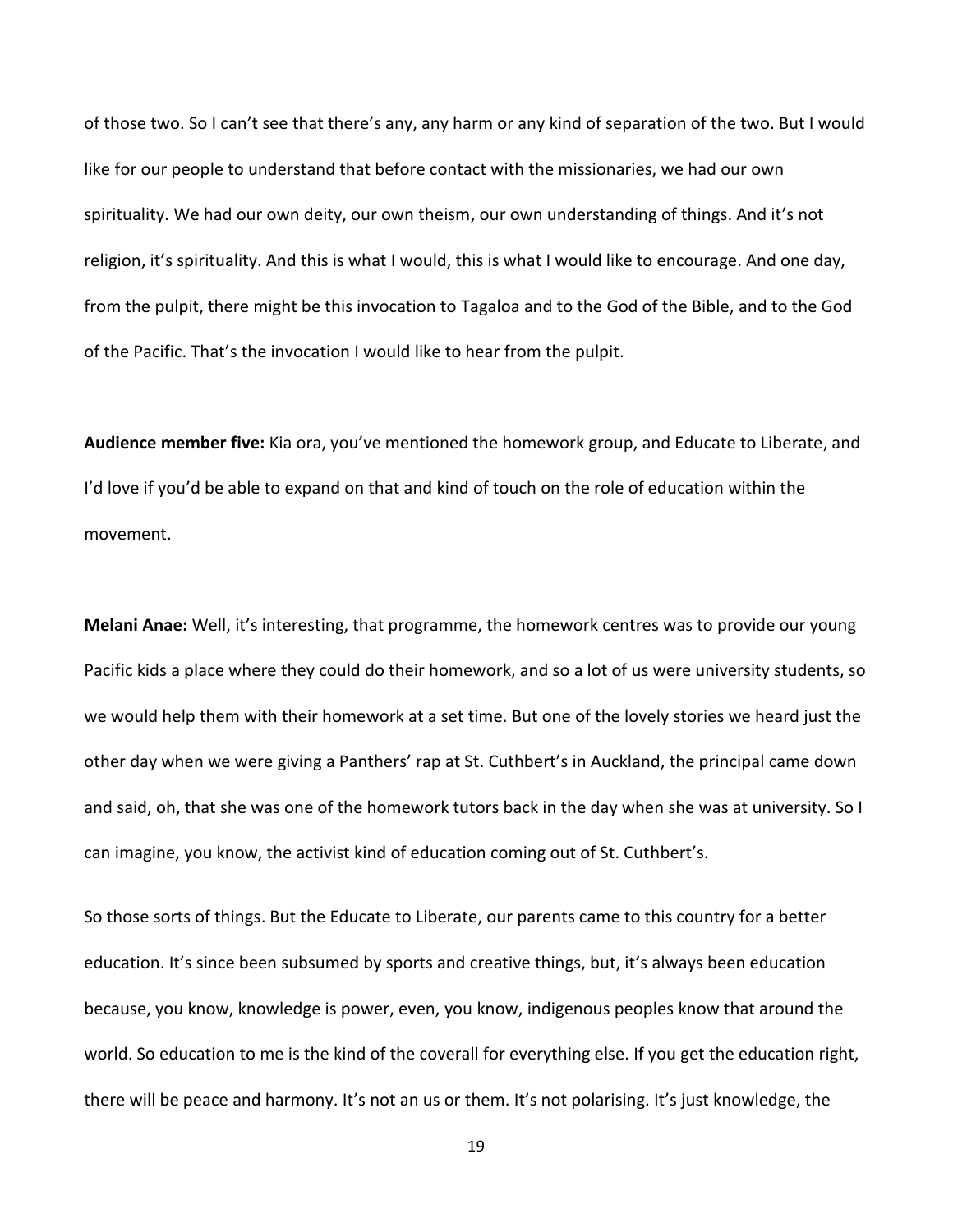of those two. So I can't see that there's any, any harm or any kind of separation of the two. But I would like for our people to understand that before contact with the missionaries, we had our own spirituality. We had our own deity, our own theism, our own understanding of things. And it's not religion, it's spirituality. And this is what I would, this is what I would like to encourage. And one day, from the pulpit, there might be this invocation to Tagaloa and to the God of the Bible, and to the God of the Pacific. That's the invocation I would like to hear from the pulpit.

**Audience member five:** Kia ora, you've mentioned the homework group, and Educate to Liberate, and I'd love if you'd be able to expand on that and kind of touch on the role of education within the movement.

**Melani Anae:** Well, it's interesting, that programme, the homework centres was to provide our young Pacific kids a place where they could do their homework, and so a lot of us were university students, so we would help them with their homework at a set time. But one of the lovely stories we heard just the other day when we were giving a Panthers' rap at St. Cuthbert's in Auckland, the principal came down and said, oh, that she was one of the homework tutors back in the day when she was at university. So I can imagine, you know, the activist kind of education coming out of St. Cuthbert's.

So those sorts of things. But the Educate to Liberate, our parents came to this country for a better education. It's since been subsumed by sports and creative things, but, it's always been education because, you know, knowledge is power, even, you know, indigenous peoples know that around the world. So education to me is the kind of the coverall for everything else. If you get the education right, there will be peace and harmony. It's not an us or them. It's not polarising. It's just knowledge, the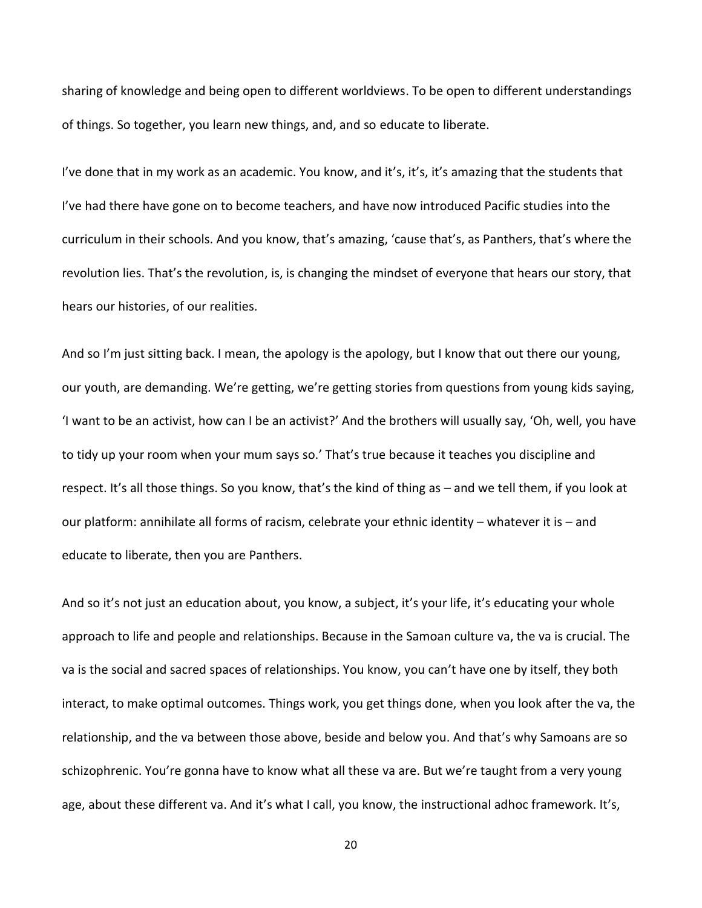sharing of knowledge and being open to different worldviews. To be open to different understandings of things. So together, you learn new things, and, and so educate to liberate.

I've done that in my work as an academic. You know, and it's, it's, it's amazing that the students that I've had there have gone on to become teachers, and have now introduced Pacific studies into the curriculum in their schools. And you know, that's amazing, 'cause that's, as Panthers, that's where the revolution lies. That's the revolution, is, is changing the mindset of everyone that hears our story, that hears our histories, of our realities.

And so I'm just sitting back. I mean, the apology is the apology, but I know that out there our young, our youth, are demanding. We're getting, we're getting stories from questions from young kids saying, 'I want to be an activist, how can I be an activist?' And the brothers will usually say, 'Oh, well, you have to tidy up your room when your mum says so.' That's true because it teaches you discipline and respect. It's all those things. So you know, that's the kind of thing as – and we tell them, if you look at our platform: annihilate all forms of racism, celebrate your ethnic identity – whatever it is – and educate to liberate, then you are Panthers.

And so it's not just an education about, you know, a subject, it's your life, it's educating your whole approach to life and people and relationships. Because in the Samoan culture va, the va is crucial. The va is the social and sacred spaces of relationships. You know, you can't have one by itself, they both interact, to make optimal outcomes. Things work, you get things done, when you look after the va, the relationship, and the va between those above, beside and below you. And that's why Samoans are so schizophrenic. You're gonna have to know what all these va are. But we're taught from a very young age, about these different va. And it's what I call, you know, the instructional adhoc framework. It's,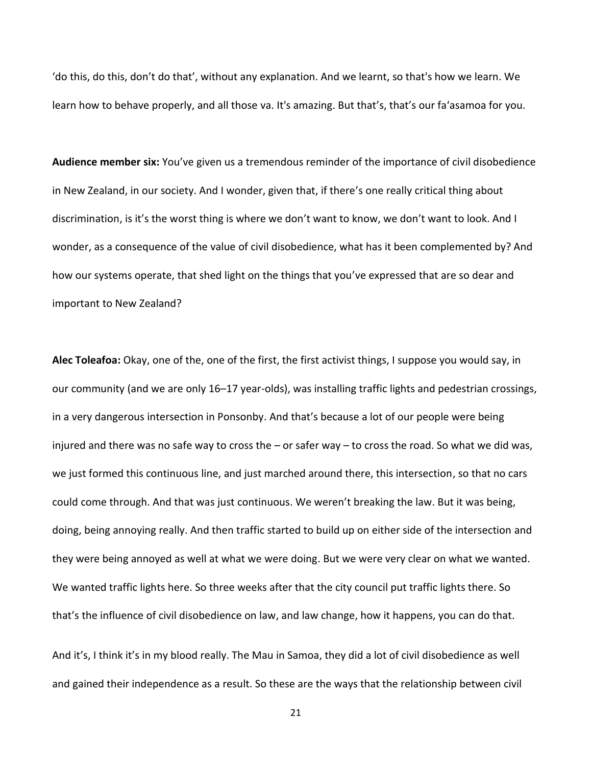‘do this, do this, don’t do that’, without any explanation. And we learnt, so that's how we learn. We learn how to behave properly, and all those va. It's amazing. But that’s, that’s our fa‘asamoa for you.

**Audience member six:** You’ve given us a tremendous reminder of the importance of civil disobedience in New Zealand, in our society. And I wonder, given that, if there’s one really critical thing about discrimination, is it’s the worst thing is where we don’t want to know, we don’t want to look. And I wonder, as a consequence of the value of civil disobedience, what has it been complemented by? And how our systems operate, that shed light on the things that you’ve expressed that are so dear and important to New Zealand?

**Alec Toleafoa:** Okay, one of the, one of the first, the first activist things, I suppose you would say, in our community (and we are only 16–17 year-olds), was installing traffic lights and pedestrian crossings, in a very dangerous intersection in Ponsonby. And that’s because a lot of our people were being injured and there was no safe way to cross the – or safer way – to cross the road. So what we did was, we just formed this continuous line, and just marched around there, this intersection, so that no cars could come through. And that was just continuous. We weren’t breaking the law. But it was being, doing, being annoying really. And then traffic started to build up on either side of the intersection and they were being annoyed as well at what we were doing. But we were very clear on what we wanted. We wanted traffic lights here. So three weeks after that the city council put traffic lights there. So that’s the influence of civil disobedience on law, and law change, how it happens, you can do that.

And it’s, I think it’s in my blood really. The Mau in Samoa, they did a lot of civil disobedience as well and gained their independence as a result. So these are the ways that the relationship between civil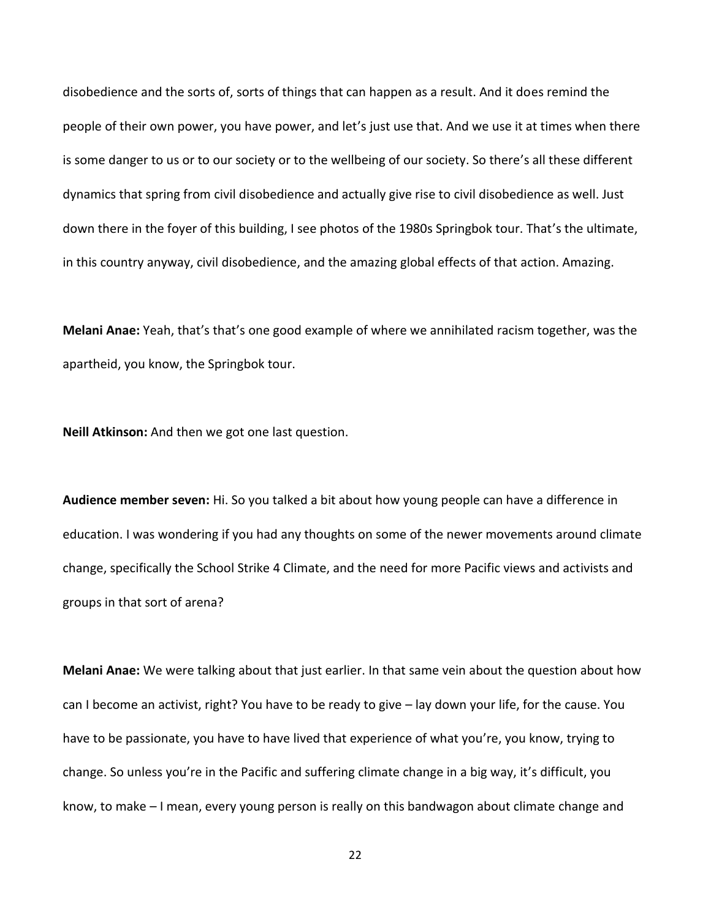disobedience and the sorts of, sorts of things that can happen as a result. And it does remind the people of their own power, you have power, and let's just use that. And we use it at times when there is some danger to us or to our society or to the wellbeing of our society. So there's all these different dynamics that spring from civil disobedience and actually give rise to civil disobedience as well. Just down there in the foyer of this building, I see photos of the 1980s Springbok tour. That's the ultimate, in this country anyway, civil disobedience, and the amazing global effects of that action. Amazing.

**Melani Anae:** Yeah, that's that's one good example of where we annihilated racism together, was the apartheid, you know, the Springbok tour.

**Neill Atkinson:** And then we got one last question.

**Audience member seven:** Hi. So you talked a bit about how young people can have a difference in education. I was wondering if you had any thoughts on some of the newer movements around climate change, specifically the School Strike 4 Climate, and the need for more Pacific views and activists and groups in that sort of arena?

**Melani Anae:** We were talking about that just earlier. In that same vein about the question about how can I become an activist, right? You have to be ready to give – lay down your life, for the cause. You have to be passionate, you have to have lived that experience of what you're, you know, trying to change. So unless you're in the Pacific and suffering climate change in a big way, it's difficult, you know, to make – I mean, every young person is really on this bandwagon about climate change and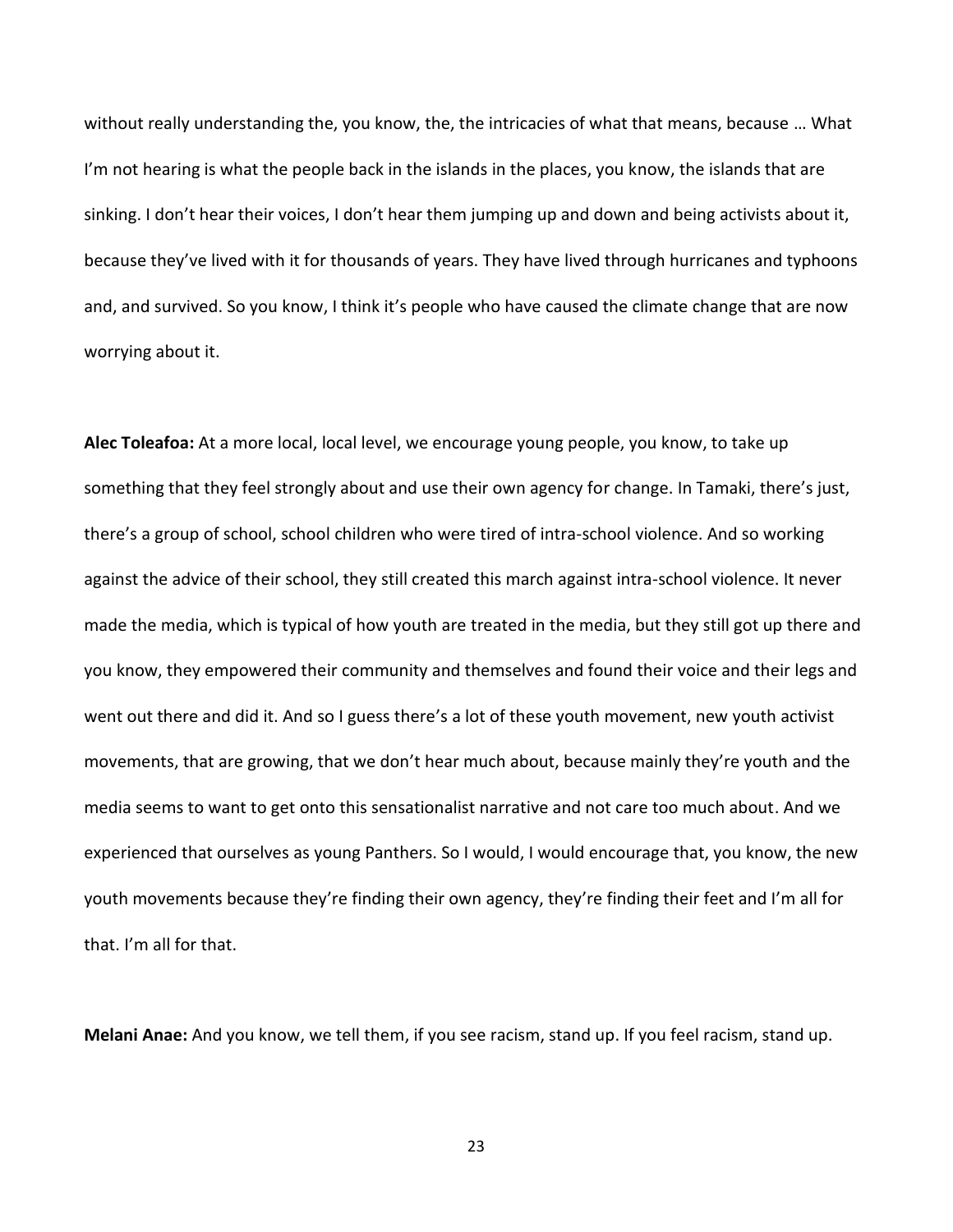without really understanding the, you know, the, the intricacies of what that means, because … What I'm not hearing is what the people back in the islands in the places, you know, the islands that are sinking. I don't hear their voices, I don't hear them jumping up and down and being activists about it, because they've lived with it for thousands of years. They have lived through hurricanes and typhoons and, and survived. So you know, I think it's people who have caused the climate change that are now worrying about it.

**Alec Toleafoa:** At a more local, local level, we encourage young people, you know, to take up something that they feel strongly about and use their own agency for change. In Tamaki, there's just, there's a group of school, school children who were tired of intra-school violence. And so working against the advice of their school, they still created this march against intra-school violence. It never made the media, which is typical of how youth are treated in the media, but they still got up there and you know, they empowered their community and themselves and found their voice and their legs and went out there and did it. And so I guess there's a lot of these youth movement, new youth activist movements, that are growing, that we don't hear much about, because mainly they're youth and the media seems to want to get onto this sensationalist narrative and not care too much about. And we experienced that ourselves as young Panthers. So I would, I would encourage that, you know, the new youth movements because they're finding their own agency, they're finding their feet and I'm all for that. I'm all for that.

**Melani Anae:** And you know, we tell them, if you see racism, stand up. If you feel racism, stand up.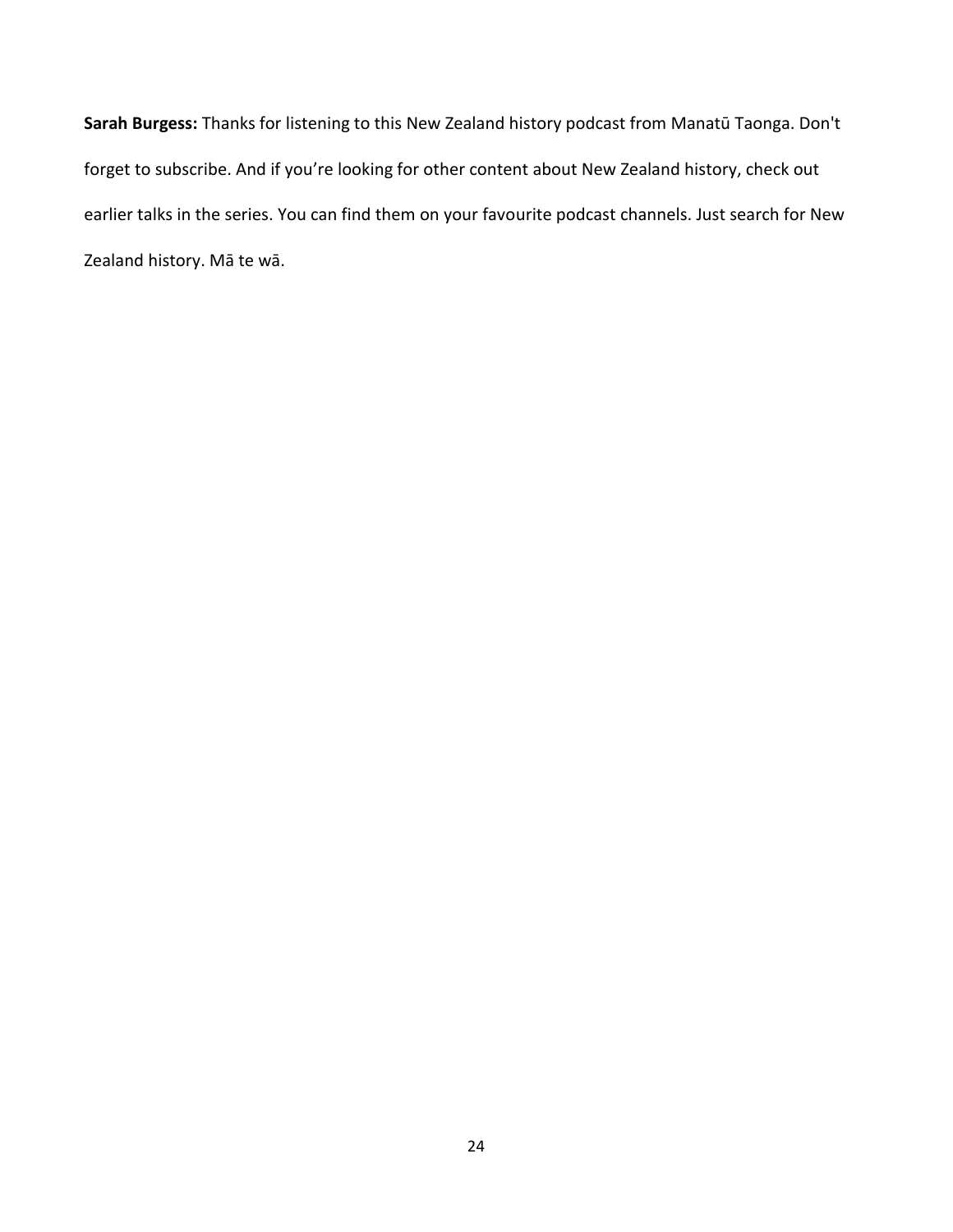**Sarah Burgess:** Thanks for listening to this New Zealand history podcast from Manatū Taonga. Don't forget to subscribe. And if you're looking for other content about New Zealand history, check out earlier talks in the series. You can find them on your favourite podcast channels. Just search for New Zealand history. Mā te wā.